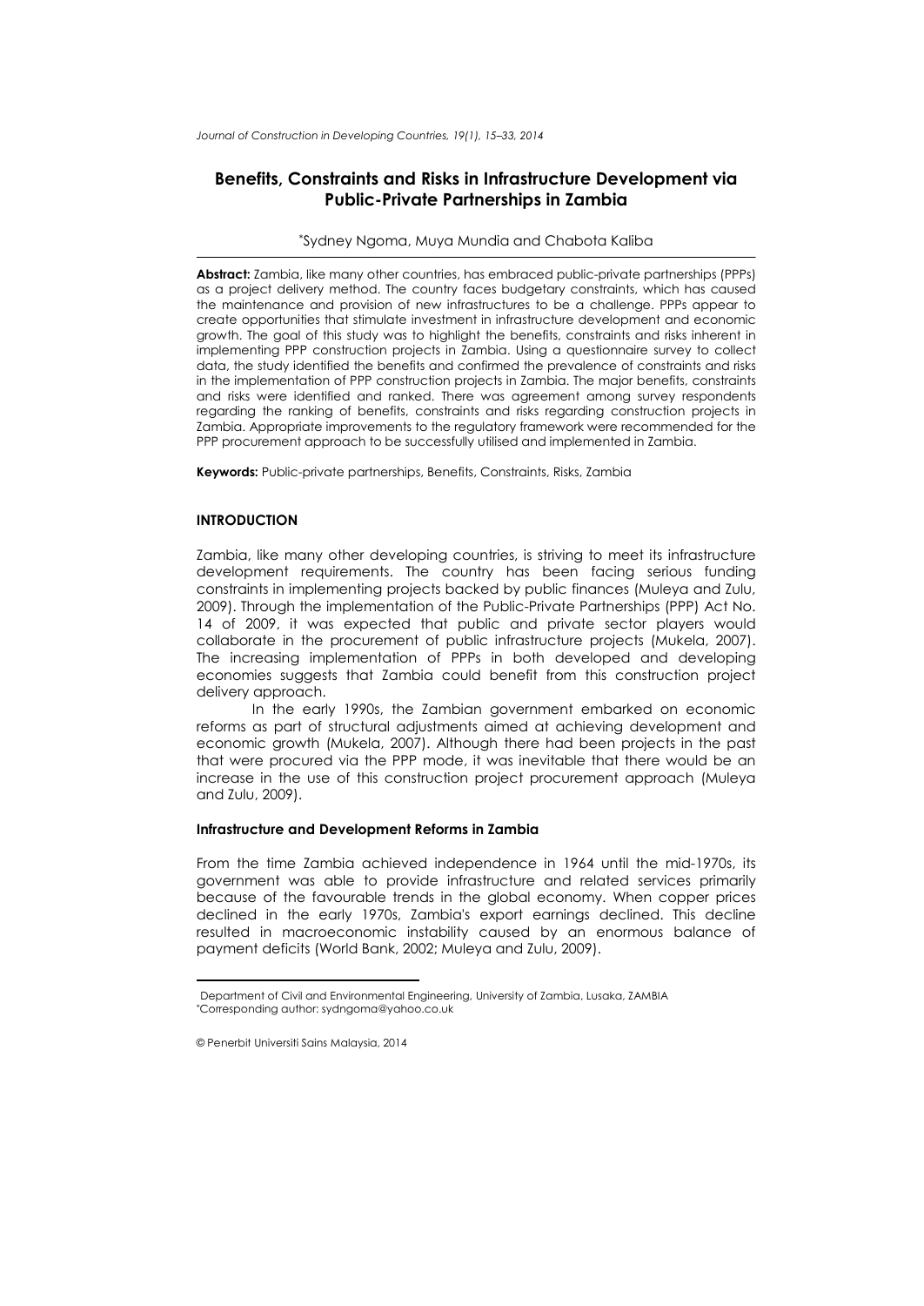# Benefits, Constraints and Risks in Infrastructure Development via Public-Private Partnerships in Zambia

*Sydney Ngoma, Muya Mundia and Chabota Kaliba

**Abstract:** Zambia, like many other countries, has embraced public-private partnerships (PPPs) as a project delivery method. The country faces budgetary constraints, which has caused the maintenance and provision of new infrastructures to be a challenge. PPPs appear to create opportunities that stimulate investment in infrastructure development and economic growth. The goal of this study was to highlight the benefits, constraints and risks inherent in implementing PPP construction projects in Zambia. Using a questionnaire survey to collect data, the study identified the benefits and confirmed the prevalence of constraints and risks in the implementation of PPP construction projects in Zambia. The major benefits, constraints and risks were identified and ranked. There was agreement among survey respondents regarding the ranking of benefits, constraints and risks regarding construction projects in Zambia. Appropriate improvements to the regulatory framework were recommended for the PPP procurement approach to be successfully utilised and implemented in Zambia.

**Keywords:** Public-private partnerships, Benefits, Constraints, Risks, Zambia

## INTRODUCTION

Zambia, like many other developing countries, is striving to meet its infrastructure development requirements. The country has been facing serious funding constraints in implementing projects backed by public finances (Muleya and Zulu, 2009). Through the implementation of the Public-Private Partnerships (PPP) Act No. 14 of 2009, it was expected that public and private sector players would collaborate in the procurement of public infrastructure projects (Mukela, 2007). The increasing implementation of PPPs in both developed and developing economies suggests that Zambia could benefit from this construction project delivery approach.

In the early 1990s, the Zambian government embarked on economic reforms as part of structural adjustments aimed at achieving development and economic growth (Mukela, 2007). Although there had been projects in the past that were procured via the PPP mode, it was inevitable that there would be an increase in the use of this construction project procurement approach (Muleya and Zulu, 2009).

### Infrastructure and Development Reforms in Zambia

From the time Zambia achieved independence in 1964 until the mid-1970s, its government was able to provide infrastructure and related services primarily because of the favourable trends in the global economy. When copper prices declined in the early 1970s, Zambia's export earnings declined. This decline resulted in macroeconomic instability caused by an enormous balance of payment deficits (World Bank, 2002; Muleya and Zulu, 2009).

---

Department of Civil and Environmental Engineering, University of Zambia, Lusaka, ZAMBIA
*Corresponding author: sydngoma@yahoo.co.uk

© Penerbit Universiti Sains Malaysia, 2014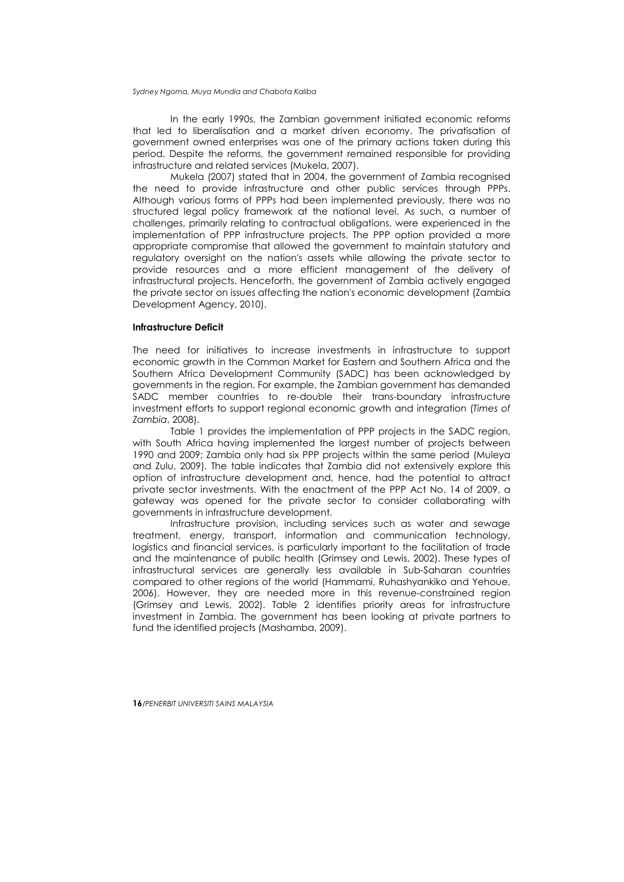In the early 1990s, the Zambian government initiated economic reforms that led to liberalisation and a market driven economy. The privatisation of government owned enterprises was one of the primary actions taken during this period. Despite the reforms, the government remained responsible for providing infrastructure and related services (Mukela, 2007).

Mukela (2007) stated that in 2004, the government of Zambia recognised the need to provide infrastructure and other public services through PPPs. Although various forms of PPPs had been implemented previously, there was no structured legal policy framework at the national level. As such, a number of challenges, primarily relating to contractual obligations, were experienced in the implementation of PPP infrastructure projects. The PPP option provided a more appropriate compromise that allowed the government to maintain statutory and regulatory oversight on the nation's assets while allowing the private sector to provide resources and a more efficient management of the delivery of infrastructural projects. Henceforth, the government of Zambia actively engaged the private sector on issues affecting the nation's economic development (Zambia Development Agency, 2010).

**Infrastructure Deficit**

The need for initiatives to increase investments in infrastructure to support economic growth in the Common Market for Eastern and Southern Africa and the Southern Africa Development Community (SADC) has been acknowledged by governments in the region. For example, the Zambian government has demanded SADC member countries to re-double their trans-boundary infrastructure investment efforts to support regional economic growth and integration (*Times of Zambia*, 2008).

Table 1 provides the implementation of PPP projects in the SADC region, with South Africa having implemented the largest number of projects between 1990 and 2009; Zambia only had six PPP projects within the same period (Muleya and Zulu, 2009). The table indicates that Zambia did not extensively explore this option of infrastructure development and, hence, had the potential to attract private sector investments. With the enactment of the PPP Act No. 14 of 2009, a gateway was opened for the private sector to consider collaborating with governments in infrastructure development.

Infrastructure provision, including services such as water and sewage treatment, energy, transport, information and communication technology, logistics and financial services, is particularly important to the facilitation of trade and the maintenance of public health (Grimsey and Lewis, 2002). These types of infrastructural services are generally less available in Sub-Saharan countries compared to other regions of the world (Hammami, Ruhashyankiko and Yehoue, 2006). However, they are needed more in this revenue-constrained region (Grimsey and Lewis, 2002). Table 2 identifies priority areas for infrastructure investment in Zambia. The government has been looking at private partners to fund the identified projects (Mashamba, 2009).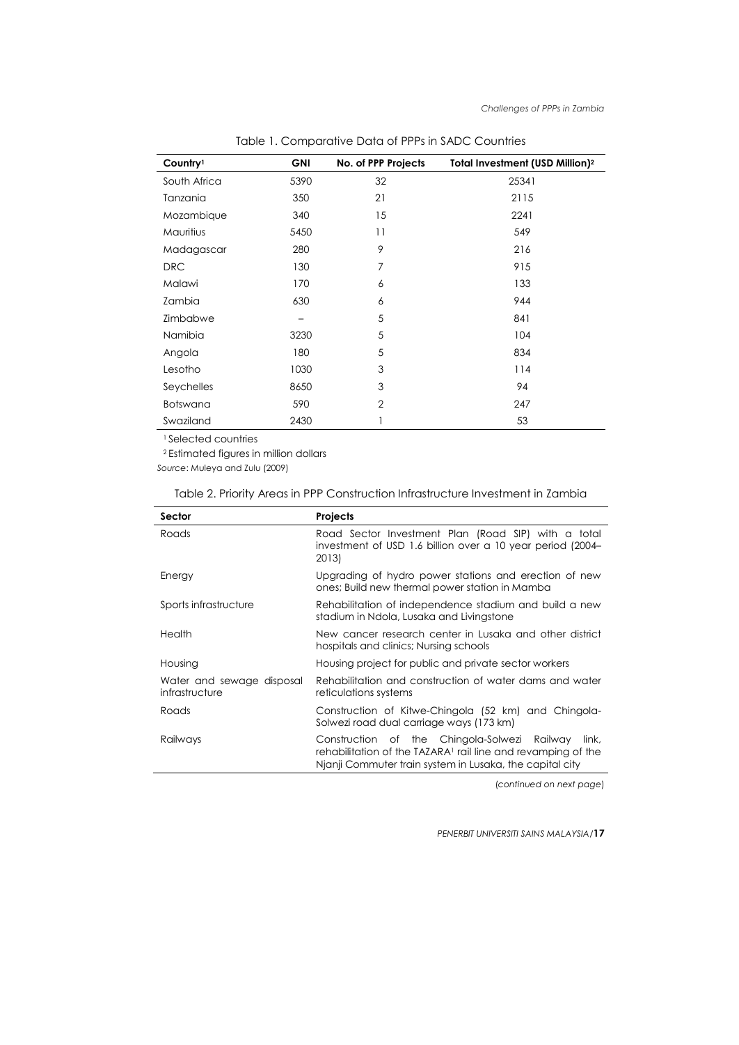Table 1. Comparative Data of PPPs in SADC Countries

| Country[1] | GNI | No. of PPP Projects | Total Investment (USD Million)[2] |
|---|---|---|---|
| South Africa | 5390 | 32 | 25341 |
| Tanzania | 350 | 21 | 2115 |
| Mozambique | 340 | 15 | 2241 |
| Mauritius | 5450 | 11 | 549 |
| Madagascar | 280 | 9 | 216 |
| DRC | 130 | 7 | 915 |
| Malawi | 170 | 6 | 133 |
| Zambia | 630 | 6 | 944 |
| Zimbabwe | – | 5 | 841 |
| Namibia | 3230 | 5 | 104 |
| Angola | 180 | 5 | 834 |
| Lesotho | 1030 | 3 | 114 |
| Seychelles | 8650 | 3 | 94 |
| Botswana | 590 | 2 | 247 |
| Swaziland | 2430 | 1 | 53 |

[1] Selected countries

[2] Estimated figures in million dollars

*Source*: Muleya and Zulu (2009)

Table 2. Priority Areas in PPP Construction Infrastructure Investment in Zambia

| Sector | Projects |
|---|---|
| Roads | Road Sector Investment Plan (Road SIP) with a total investment of USD 1.6 billion over a 10 year period (2004–2013) |
| Energy | Upgrading of hydro power stations and erection of new ones; Build new thermal power station in Mamba |
| Sports infrastructure | Rehabilitation of independence stadium and build a new stadium in Ndola, Lusaka and Livingstone |
| Health | New cancer research center in Lusaka and other district hospitals and clinics; Nursing schools |
| Housing | Housing project for public and private sector workers |
| Water and sewage disposal infrastructure | Rehabilitation and construction of water dams and water reticulations systems |
| Roads | Construction of Kitwe-Chingola (52 km) and Chingola-Solwezi road dual carriage ways (173 km) |
| Railways | Construction of the Chingola-Solwezi Railway link, rehabilitation of the TAZARA[1] rail line and revamping of the Njanji Commuter train system in Lusaka, the capital city |

(*continued on next page*)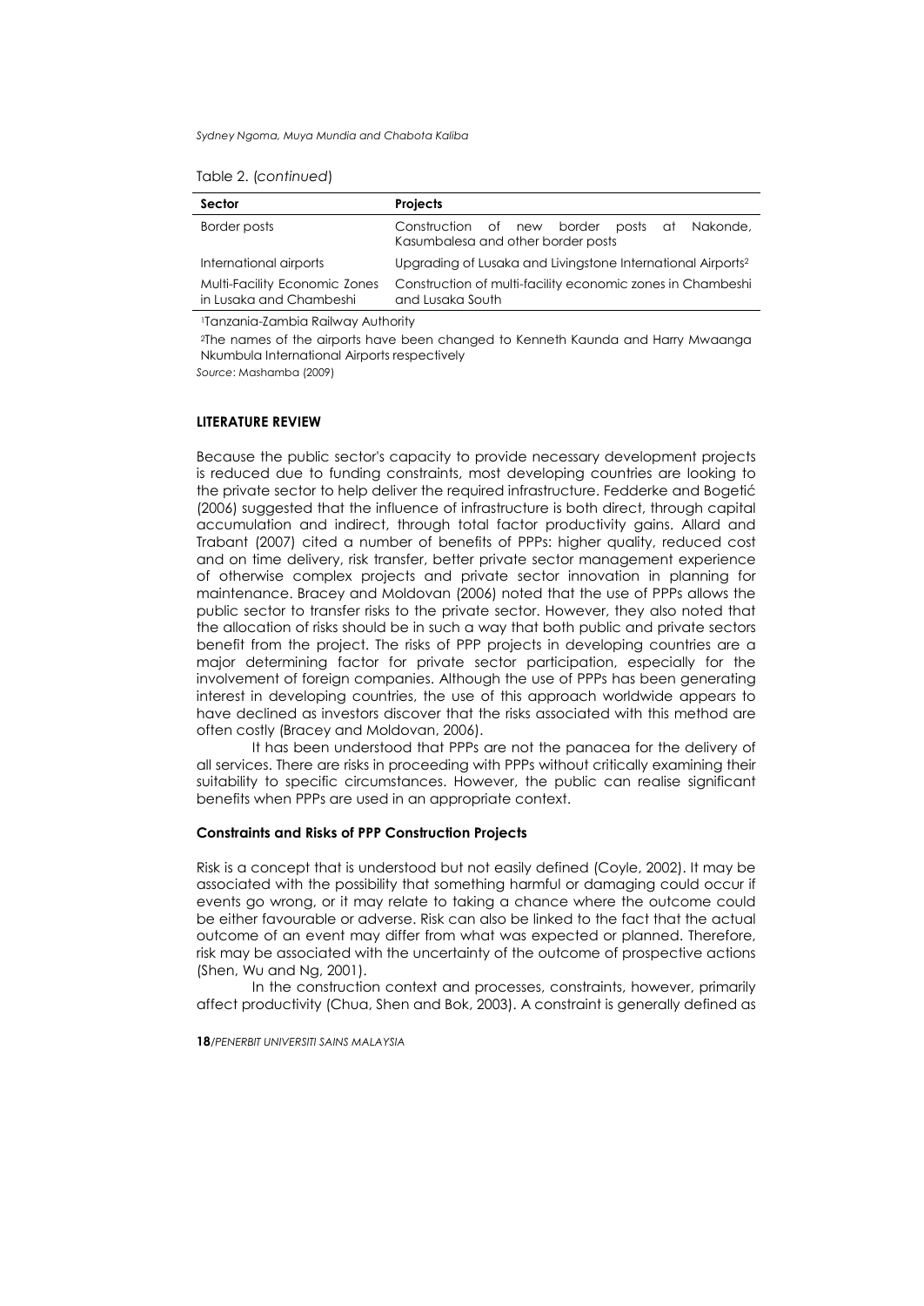Table 2. (*continued*)

| Sector | Projects |
|---|---|
| Border posts | Construction of new border posts at Nakonde, Kasumbalesa and other border posts |
| International airports | Upgrading of Lusaka and Livingstone International Airports[2] |
| Multi-Facility Economic Zones in Lusaka and Chambeshi | Construction of multi-facility economic zones in Chambeshi and Lusaka South |

[1]Tanzania-Zambia Railway Authority

[2]The names of the airports have been changed to Kenneth Kaunda and Harry Mwaanga Nkumbula International Airports respectively

*Source*: Mashamba (2009)

## LITERATURE REVIEW

Because the public sector's capacity to provide necessary development projects is reduced due to funding constraints, most developing countries are looking to the private sector to help deliver the required infrastructure. Fedderke and Bogetić (2006) suggested that the influence of infrastructure is both direct, through capital accumulation and indirect, through total factor productivity gains. Allard and Trabant (2007) cited a number of benefits of PPPs: higher quality, reduced cost and on time delivery, risk transfer, better private sector management experience of otherwise complex projects and private sector innovation in planning for maintenance. Bracey and Moldovan (2006) noted that the use of PPPs allows the public sector to transfer risks to the private sector. However, they also noted that the allocation of risks should be in such a way that both public and private sectors benefit from the project. The risks of PPP projects in developing countries are a major determining factor for private sector participation, especially for the involvement of foreign companies. Although the use of PPPs has been generating interest in developing countries, the use of this approach worldwide appears to have declined as investors discover that the risks associated with this method are often costly (Bracey and Moldovan, 2006).

It has been understood that PPPs are not the panacea for the delivery of all services. There are risks in proceeding with PPPs without critically examining their suitability to specific circumstances. However, the public can realise significant benefits when PPPs are used in an appropriate context.

### Constraints and Risks of PPP Construction Projects

Risk is a concept that is understood but not easily defined (Coyle, 2002). It may be associated with the possibility that something harmful or damaging could occur if events go wrong, or it may relate to taking a chance where the outcome could be either favourable or adverse. Risk can also be linked to the fact that the actual outcome of an event may differ from what was expected or planned. Therefore, risk may be associated with the uncertainty of the outcome of prospective actions (Shen, Wu and Ng, 2001).

In the construction context and processes, constraints, however, primarily affect productivity (Chua, Shen and Bok, 2003). A constraint is generally defined as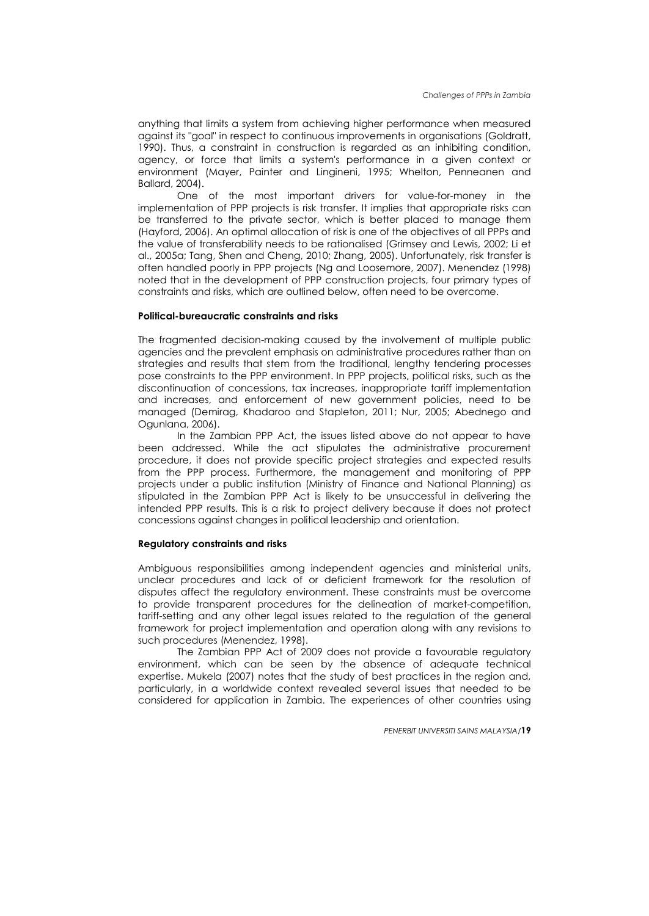anything that limits a system from achieving higher performance when measured against its "goal" in respect to continuous improvements in organisations (Goldratt, 1990). Thus, a constraint in construction is regarded as an inhibiting condition, agency, or force that limits a system's performance in a given context or environment (Mayer, Painter and Lingineni, 1995; Whelton, Penneanen and Ballard, 2004).

One of the most important drivers for value-for-money in the implementation of PPP projects is risk transfer. It implies that appropriate risks can be transferred to the private sector, which is better placed to manage them (Hayford, 2006). An optimal allocation of risk is one of the objectives of all PPPs and the value of transferability needs to be rationalised (Grimsey and Lewis, 2002; Li et al., 2005a; Tang, Shen and Cheng, 2010; Zhang, 2005). Unfortunately, risk transfer is often handled poorly in PPP projects (Ng and Loosemore, 2007). Menendez (1998) noted that in the development of PPP construction projects, four primary types of constraints and risks, which are outlined below, often need to be overcome.

**Political-bureaucratic constraints and risks**

The fragmented decision-making caused by the involvement of multiple public agencies and the prevalent emphasis on administrative procedures rather than on strategies and results that stem from the traditional, lengthy tendering processes pose constraints to the PPP environment. In PPP projects, political risks, such as the discontinuation of concessions, tax increases, inappropriate tariff implementation and increases, and enforcement of new government policies, need to be managed (Demirag, Khadaroo and Stapleton, 2011; Nur, 2005; Abednego and Ogunlana, 2006).

In the Zambian PPP Act, the issues listed above do not appear to have been addressed. While the act stipulates the administrative procurement procedure, it does not provide specific project strategies and expected results from the PPP process. Furthermore, the management and monitoring of PPP projects under a public institution (Ministry of Finance and National Planning) as stipulated in the Zambian PPP Act is likely to be unsuccessful in delivering the intended PPP results. This is a risk to project delivery because it does not protect concessions against changes in political leadership and orientation.

**Regulatory constraints and risks**

Ambiguous responsibilities among independent agencies and ministerial units, unclear procedures and lack of or deficient framework for the resolution of disputes affect the regulatory environment. These constraints must be overcome to provide transparent procedures for the delineation of market-competition, tariff-setting and any other legal issues related to the regulation of the general framework for project implementation and operation along with any revisions to such procedures (Menendez, 1998).

The Zambian PPP Act of 2009 does not provide a favourable regulatory environment, which can be seen by the absence of adequate technical expertise. Mukela (2007) notes that the study of best practices in the region and, particularly, in a worldwide context revealed several issues that needed to be considered for application in Zambia. The experiences of other countries using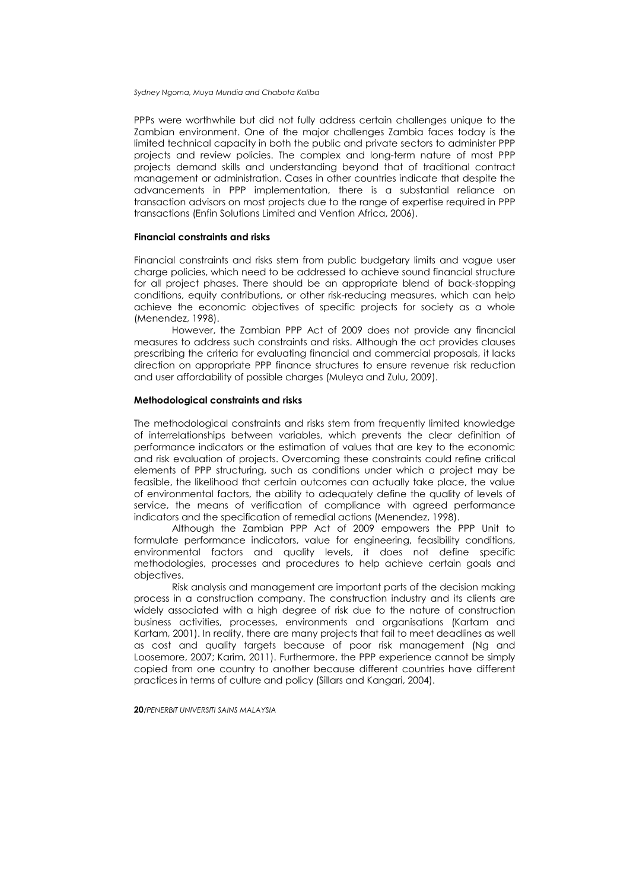PPPs were worthwhile but did not fully address certain challenges unique to the Zambian environment. One of the major challenges Zambia faces today is the limited technical capacity in both the public and private sectors to administer PPP projects and review policies. The complex and long-term nature of most PPP projects demand skills and understanding beyond that of traditional contract management or administration. Cases in other countries indicate that despite the advancements in PPP implementation, there is a substantial reliance on transaction advisors on most projects due to the range of expertise required in PPP transactions (Enfin Solutions Limited and Vention Africa, 2006).

**Financial constraints and risks**

Financial constraints and risks stem from public budgetary limits and vague user charge policies, which need to be addressed to achieve sound financial structure for all project phases. There should be an appropriate blend of back-stopping conditions, equity contributions, or other risk-reducing measures, which can help achieve the economic objectives of specific projects for society as a whole (Menendez, 1998).

However, the Zambian PPP Act of 2009 does not provide any financial measures to address such constraints and risks. Although the act provides clauses prescribing the criteria for evaluating financial and commercial proposals, it lacks direction on appropriate PPP finance structures to ensure revenue risk reduction and user affordability of possible charges (Muleya and Zulu, 2009).

**Methodological constraints and risks**

The methodological constraints and risks stem from frequently limited knowledge of interrelationships between variables, which prevents the clear definition of performance indicators or the estimation of values that are key to the economic and risk evaluation of projects. Overcoming these constraints could refine critical elements of PPP structuring, such as conditions under which a project may be feasible, the likelihood that certain outcomes can actually take place, the value of environmental factors, the ability to adequately define the quality of levels of service, the means of verification of compliance with agreed performance indicators and the specification of remedial actions (Menendez, 1998).

Although the Zambian PPP Act of 2009 empowers the PPP Unit to formulate performance indicators, value for engineering, feasibility conditions, environmental factors and quality levels, it does not define specific methodologies, processes and procedures to help achieve certain goals and objectives.

Risk analysis and management are important parts of the decision making process in a construction company. The construction industry and its clients are widely associated with a high degree of risk due to the nature of construction business activities, processes, environments and organisations (Kartam and Kartam, 2001). In reality, there are many projects that fail to meet deadlines as well as cost and quality targets because of poor risk management (Ng and Loosemore, 2007; Karim, 2011). Furthermore, the PPP experience cannot be simply copied from one country to another because different countries have different practices in terms of culture and policy (Sillars and Kangari, 2004).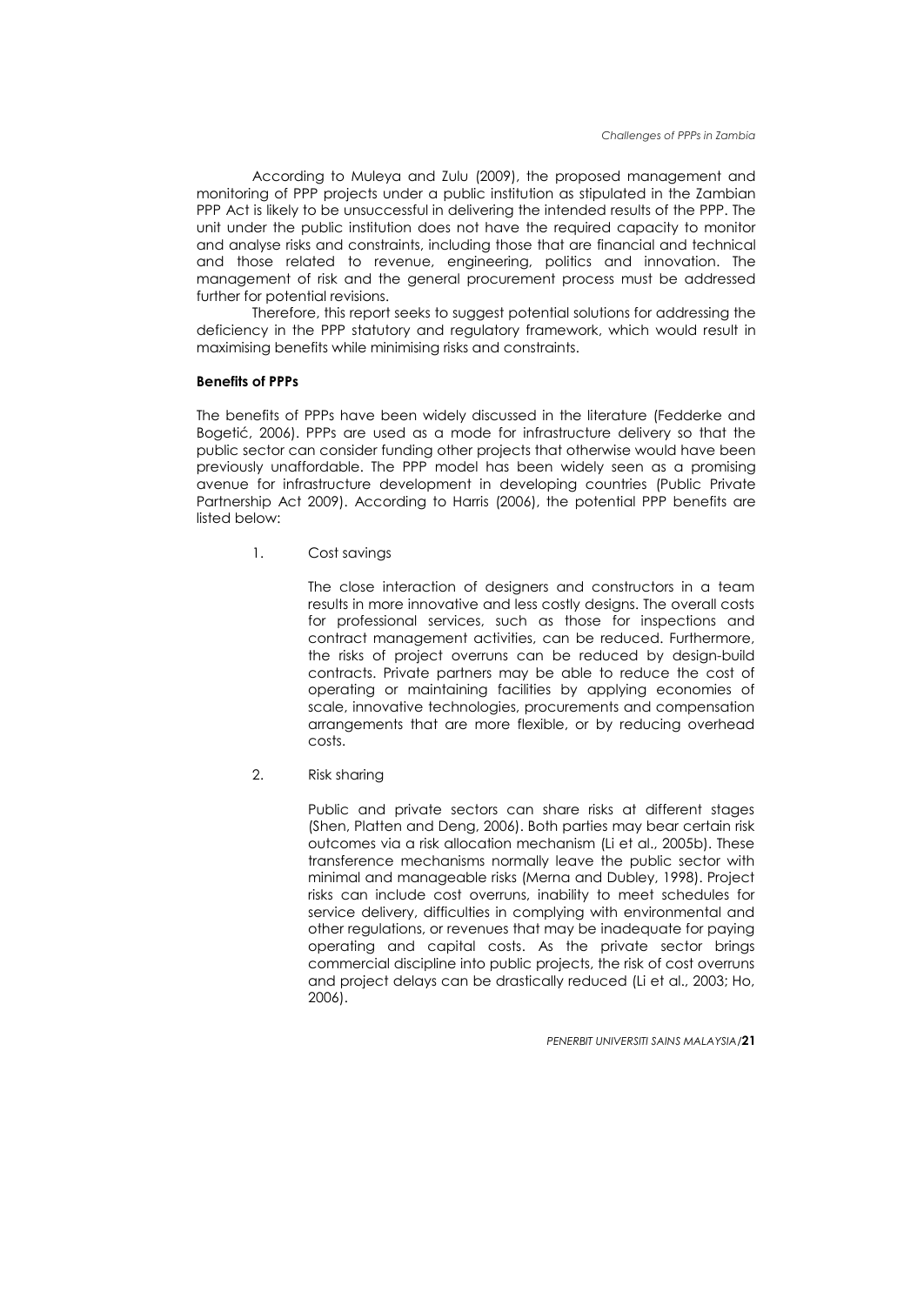According to Muleya and Zulu (2009), the proposed management and monitoring of PPP projects under a public institution as stipulated in the Zambian PPP Act is likely to be unsuccessful in delivering the intended results of the PPP. The unit under the public institution does not have the required capacity to monitor and analyse risks and constraints, including those that are financial and technical and those related to revenue, engineering, politics and innovation. The management of risk and the general procurement process must be addressed further for potential revisions.

Therefore, this report seeks to suggest potential solutions for addressing the deficiency in the PPP statutory and regulatory framework, which would result in maximising benefits while minimising risks and constraints.

**Benefits of PPPs**

The benefits of PPPs have been widely discussed in the literature (Fedderke and Bogetić, 2006). PPPs are used as a mode for infrastructure delivery so that the public sector can consider funding other projects that otherwise would have been previously unaffordable. The PPP model has been widely seen as a promising avenue for infrastructure development in developing countries (Public Private Partnership Act 2009). According to Harris (2006), the potential PPP benefits are listed below:

1. Cost savings

   The close interaction of designers and constructors in a team results in more innovative and less costly designs. The overall costs for professional services, such as those for inspections and contract management activities, can be reduced. Furthermore, the risks of project overruns can be reduced by design-build contracts. Private partners may be able to reduce the cost of operating or maintaining facilities by applying economies of scale, innovative technologies, procurements and compensation arrangements that are more flexible, or by reducing overhead costs.

2. Risk sharing

   Public and private sectors can share risks at different stages (Shen, Platten and Deng, 2006). Both parties may bear certain risk outcomes via a risk allocation mechanism (Li et al., 2005b). These transference mechanisms normally leave the public sector with minimal and manageable risks (Merna and Dubley, 1998). Project risks can include cost overruns, inability to meet schedules for service delivery, difficulties in complying with environmental and other regulations, or revenues that may be inadequate for paying operating and capital costs. As the private sector brings commercial discipline into public projects, the risk of cost overruns and project delays can be drastically reduced (Li et al., 2003; Ho, 2006).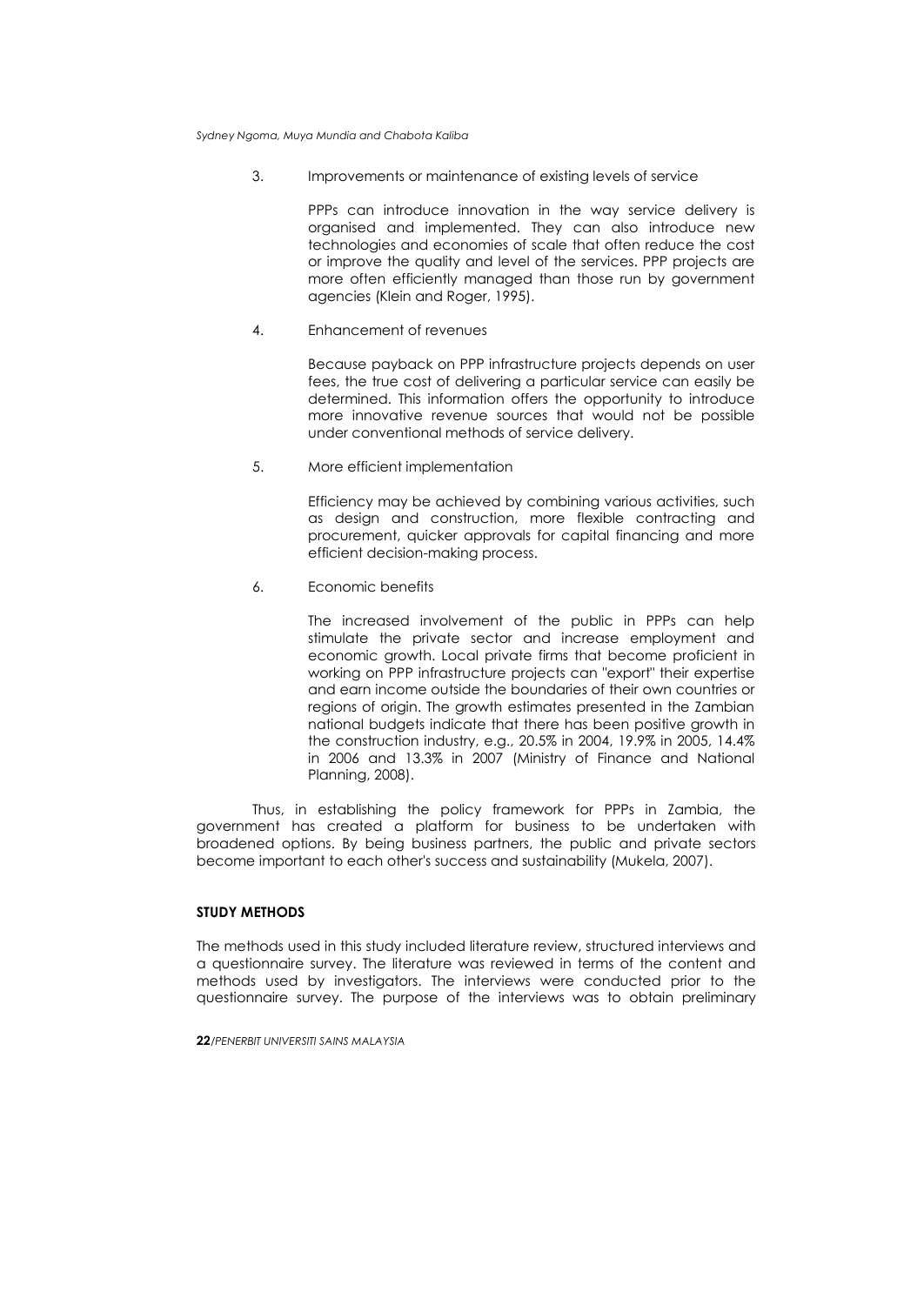3. Improvements or maintenance of existing levels of service

   PPPs can introduce innovation in the way service delivery is organised and implemented. They can also introduce new technologies and economies of scale that often reduce the cost or improve the quality and level of the services. PPP projects are more often efficiently managed than those run by government agencies (Klein and Roger, 1995).

4. Enhancement of revenues

   Because payback on PPP infrastructure projects depends on user fees, the true cost of delivering a particular service can easily be determined. This information offers the opportunity to introduce more innovative revenue sources that would not be possible under conventional methods of service delivery.

5. More efficient implementation

   Efficiency may be achieved by combining various activities, such as design and construction, more flexible contracting and procurement, quicker approvals for capital financing and more efficient decision-making process.

6. Economic benefits

   The increased involvement of the public in PPPs can help stimulate the private sector and increase employment and economic growth. Local private firms that become proficient in working on PPP infrastructure projects can "export" their expertise and earn income outside the boundaries of their own countries or regions of origin. The growth estimates presented in the Zambian national budgets indicate that there has been positive growth in the construction industry, e.g., 20.5% in 2004, 19.9% in 2005, 14.4% in 2006 and 13.3% in 2007 (Ministry of Finance and National Planning, 2008).

Thus, in establishing the policy framework for PPPs in Zambia, the government has created a platform for business to be undertaken with broadened options. By being business partners, the public and private sectors become important to each other's success and sustainability (Mukela, 2007).

## STUDY METHODS

The methods used in this study included literature review, structured interviews and a questionnaire survey. The literature was reviewed in terms of the content and methods used by investigators. The interviews were conducted prior to the questionnaire survey. The purpose of the interviews was to obtain preliminary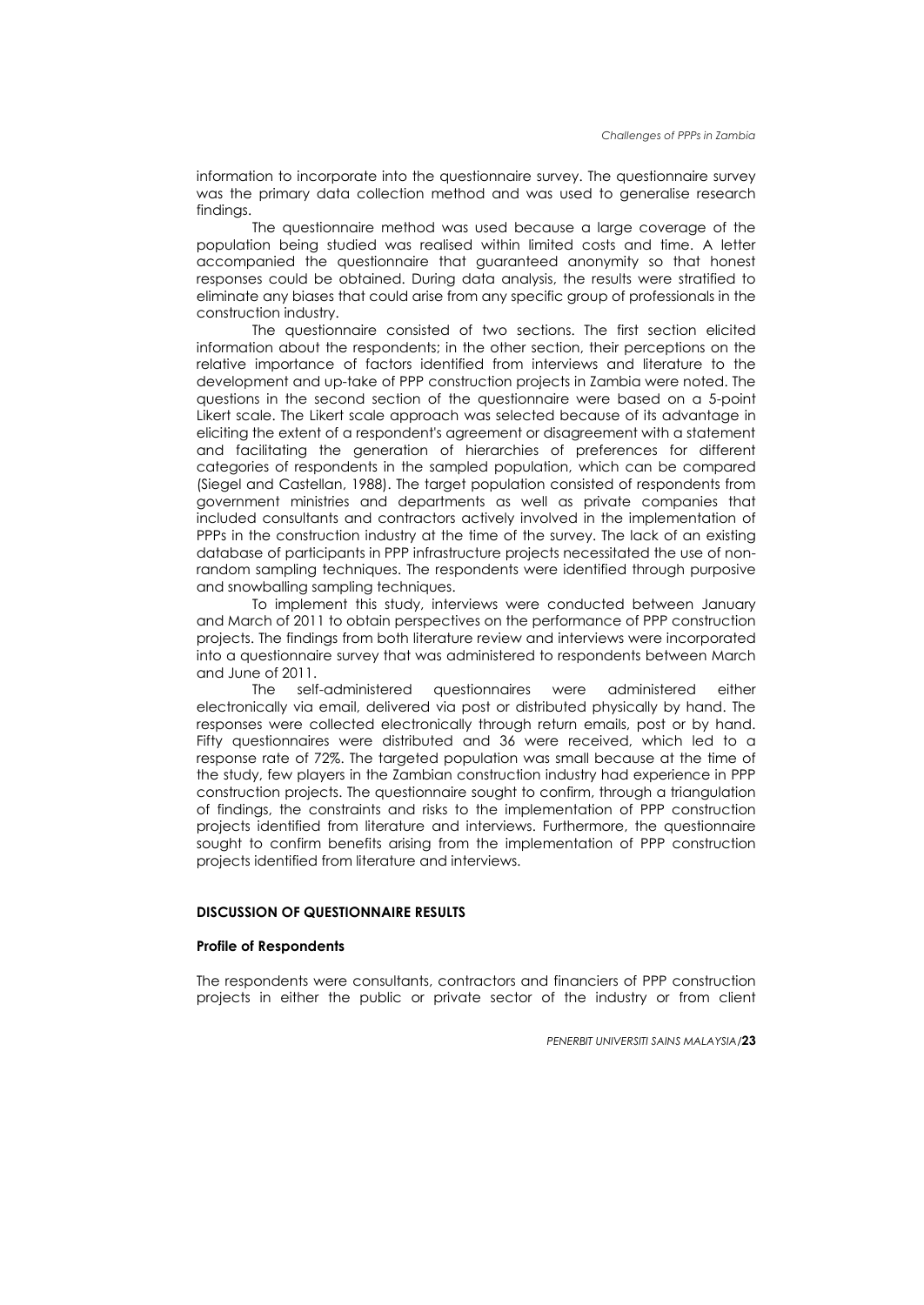information to incorporate into the questionnaire survey. The questionnaire survey was the primary data collection method and was used to generalise research findings.

The questionnaire method was used because a large coverage of the population being studied was realised within limited costs and time. A letter accompanied the questionnaire that guaranteed anonymity so that honest responses could be obtained. During data analysis, the results were stratified to eliminate any biases that could arise from any specific group of professionals in the construction industry.

The questionnaire consisted of two sections. The first section elicited information about the respondents; in the other section, their perceptions on the relative importance of factors identified from interviews and literature to the development and up-take of PPP construction projects in Zambia were noted. The questions in the second section of the questionnaire were based on a 5-point Likert scale. The Likert scale approach was selected because of its advantage in eliciting the extent of a respondent's agreement or disagreement with a statement and facilitating the generation of hierarchies of preferences for different categories of respondents in the sampled population, which can be compared (Siegel and Castellan, 1988). The target population consisted of respondents from government ministries and departments as well as private companies that included consultants and contractors actively involved in the implementation of PPPs in the construction industry at the time of the survey. The lack of an existing database of participants in PPP infrastructure projects necessitated the use of non-random sampling techniques. The respondents were identified through purposive and snowballing sampling techniques.

To implement this study, interviews were conducted between January and March of 2011 to obtain perspectives on the performance of PPP construction projects. The findings from both literature review and interviews were incorporated into a questionnaire survey that was administered to respondents between March and June of 2011.

The self-administered questionnaires were administered either electronically via email, delivered via post or distributed physically by hand. The responses were collected electronically through return emails, post or by hand. Fifty questionnaires were distributed and 36 were received, which led to a response rate of 72%. The targeted population was small because at the time of the study, few players in the Zambian construction industry had experience in PPP construction projects. The questionnaire sought to confirm, through a triangulation of findings, the constraints and risks to the implementation of PPP construction projects identified from literature and interviews. Furthermore, the questionnaire sought to confirm benefits arising from the implementation of PPP construction projects identified from literature and interviews.

## DISCUSSION OF QUESTIONNAIRE RESULTS

### Profile of Respondents

The respondents were consultants, contractors and financiers of PPP construction projects in either the public or private sector of the industry or from client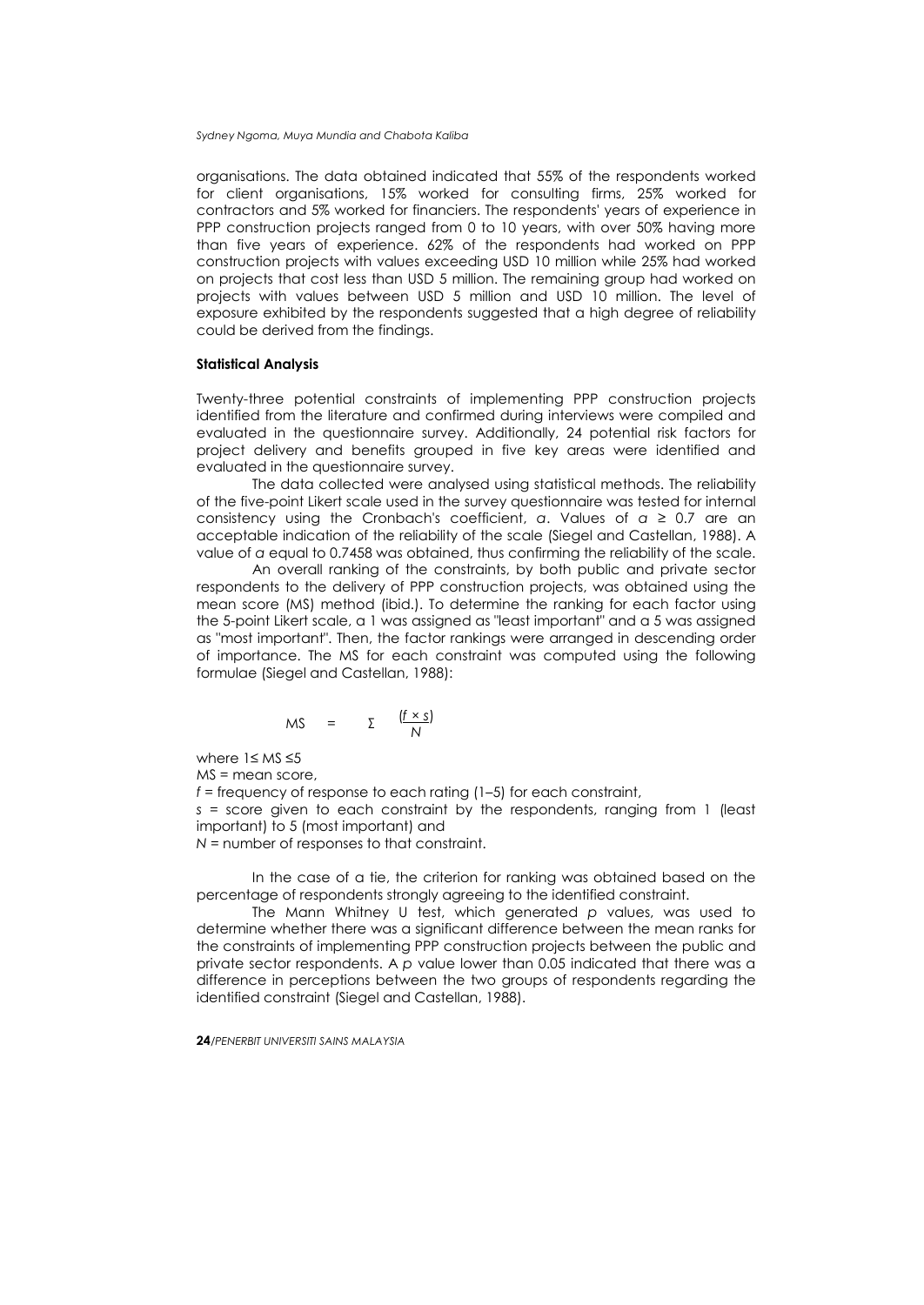organisations. The data obtained indicated that 55% of the respondents worked for client organisations, 15% worked for consulting firms, 25% worked for contractors and 5% worked for financiers. The respondents' years of experience in PPP construction projects ranged from 0 to 10 years, with over 50% having more than five years of experience. 62% of the respondents had worked on PPP construction projects with values exceeding USD 10 million while 25% had worked on projects that cost less than USD 5 million. The remaining group had worked on projects with values between USD 5 million and USD 10 million. The level of exposure exhibited by the respondents suggested that a high degree of reliability could be derived from the findings.

**Statistical Analysis**

Twenty-three potential constraints of implementing PPP construction projects identified from the literature and confirmed during interviews were compiled and evaluated in the questionnaire survey. Additionally, 24 potential risk factors for project delivery and benefits grouped in five key areas were identified and evaluated in the questionnaire survey.

The data collected were analysed using statistical methods. The reliability of the five-point Likert scale used in the survey questionnaire was tested for internal consistency using the Cronbach's coefficient, $\alpha$. Values of $\alpha \geq 0.7$ are an acceptable indication of the reliability of the scale (Siegel and Castellan, 1988). A value of $\alpha$ equal to 0.7458 was obtained, thus confirming the reliability of the scale.

An overall ranking of the constraints, by both public and private sector respondents to the delivery of PPP construction projects, was obtained using the mean score (MS) method (ibid.). To determine the ranking for each factor using the 5-point Likert scale, a 1 was assigned as "least important" and a 5 was assigned as "most important". Then, the factor rankings were arranged in descending order of importance. The MS for each constraint was computed using the following formulae (Siegel and Castellan, 1988):

$$MS = \sum \frac{(f \times s)}{N}$$

where $1 \leq MS \leq 5$

MS = mean score,

$f$ = frequency of response to each rating (1–5) for each constraint,

$s$ = score given to each constraint by the respondents, ranging from 1 (least important) to 5 (most important) and

$N$ = number of responses to that constraint.

In the case of a tie, the criterion for ranking was obtained based on the percentage of respondents strongly agreeing to the identified constraint.

The Mann Whitney U test, which generated $p$ values, was used to determine whether there was a significant difference between the mean ranks for the constraints of implementing PPP construction projects between the public and private sector respondents. A $p$ value lower than 0.05 indicated that there was a difference in perceptions between the two groups of respondents regarding the identified constraint (Siegel and Castellan, 1988).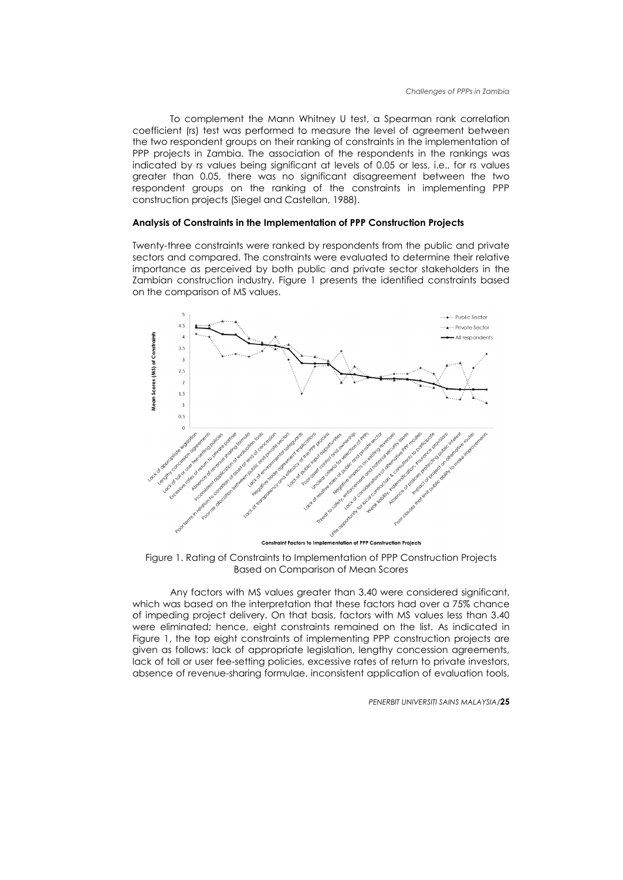To complement the Mann Whitney U test, a Spearman rank correlation coefficient (rs) test was performed to measure the level of agreement between the two respondent groups on their ranking of constraints in the implementation of PPP projects in Zambia. The association of the respondents in the rankings was indicated by rs values being significant at levels of 0.05 or less, i.e., for rs values greater than 0.05, there was no significant disagreement between the two respondent groups on the ranking of the constraints in implementing PPP construction projects (Siegel and Castellan, 1988).

**Analysis of Constraints in the Implementation of PPP Construction Projects**

Twenty-three constraints were ranked by respondents from the public and private sectors and compared. The constraints were evaluated to determine their relative importance as perceived by both public and private sector stakeholders in the Zambian construction industry. Figure 1 presents the identified constraints based on the comparison of MS values.

Figure 1. Rating of Constraints to Implementation of PPP Construction Projects Based on Comparison of Mean Scores

Any factors with MS values greater than 3.40 were considered significant, which was based on the interpretation that these factors had over a 75% chance of impeding project delivery. On that basis, factors with MS values less than 3.40 were eliminated; hence, eight constraints remained on the list. As indicated in Figure 1, the top eight constraints of implementing PPP construction projects are given as follows: lack of appropriate legislation, lengthy concession agreements, lack of toll or user fee-setting policies, excessive rates of return to private investors, absence of revenue-sharing formulae, inconsistent application of evaluation tools,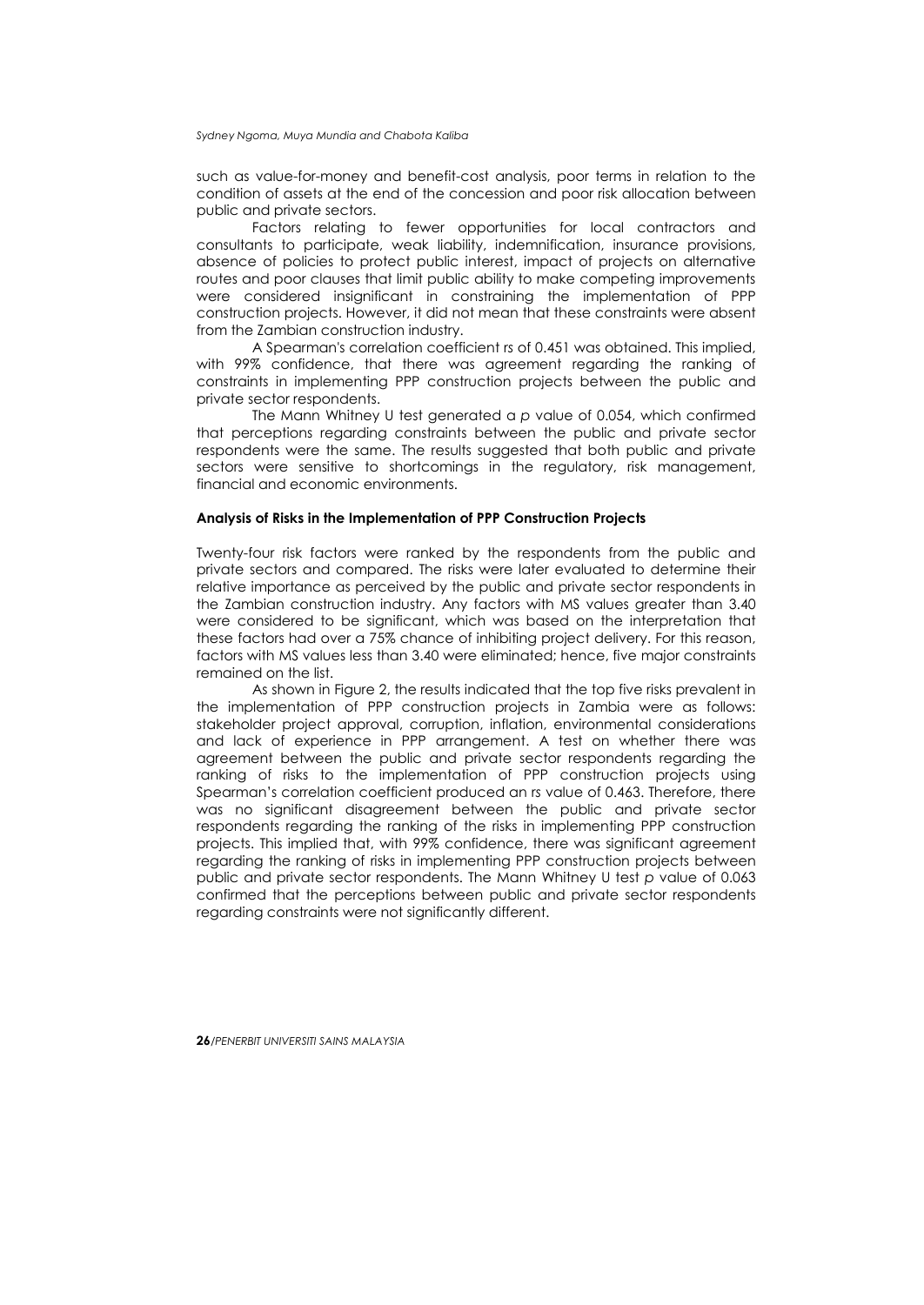such as value-for-money and benefit-cost analysis, poor terms in relation to the condition of assets at the end of the concession and poor risk allocation between public and private sectors.

Factors relating to fewer opportunities for local contractors and consultants to participate, weak liability, indemnification, insurance provisions, absence of policies to protect public interest, impact of projects on alternative routes and poor clauses that limit public ability to make competing improvements were considered insignificant in constraining the implementation of PPP construction projects. However, it did not mean that these constraints were absent from the Zambian construction industry.

A Spearman's correlation coefficient rs of 0.451 was obtained. This implied, with 99% confidence, that there was agreement regarding the ranking of constraints in implementing PPP construction projects between the public and private sector respondents.

The Mann Whitney U test generated a *p* value of 0.054, which confirmed that perceptions regarding constraints between the public and private sector respondents were the same. The results suggested that both public and private sectors were sensitive to shortcomings in the regulatory, risk management, financial and economic environments.

**Analysis of Risks in the Implementation of PPP Construction Projects**

Twenty-four risk factors were ranked by the respondents from the public and private sectors and compared. The risks were later evaluated to determine their relative importance as perceived by the public and private sector respondents in the Zambian construction industry. Any factors with MS values greater than 3.40 were considered to be significant, which was based on the interpretation that these factors had over a 75% chance of inhibiting project delivery. For this reason, factors with MS values less than 3.40 were eliminated; hence, five major constraints remained on the list.

As shown in Figure 2, the results indicated that the top five risks prevalent in the implementation of PPP construction projects in Zambia were as follows: stakeholder project approval, corruption, inflation, environmental considerations and lack of experience in PPP arrangement. A test on whether there was agreement between the public and private sector respondents regarding the ranking of risks to the implementation of PPP construction projects using Spearman's correlation coefficient produced an rs value of 0.463. Therefore, there was no significant disagreement between the public and private sector respondents regarding the ranking of the risks in implementing PPP construction projects. This implied that, with 99% confidence, there was significant agreement regarding the ranking of risks in implementing PPP construction projects between public and private sector respondents. The Mann Whitney U test *p* value of 0.063 confirmed that the perceptions between public and private sector respondents regarding constraints were not significantly different.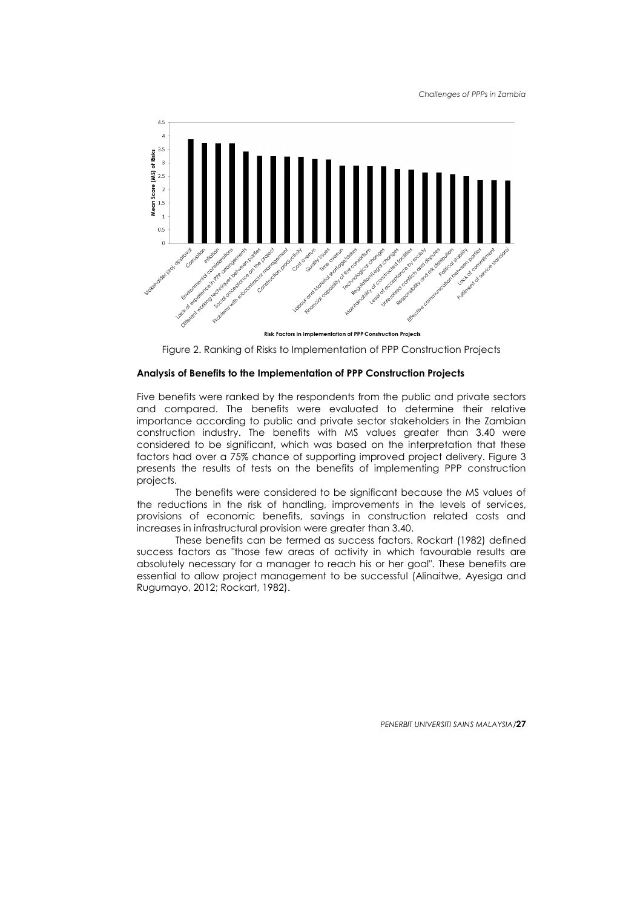Figure 2. Ranking of Risks to Implementation of PPP Construction Projects

## Analysis of Benefits to the Implementation of PPP Construction Projects

Five benefits were ranked by the respondents from the public and private sectors and compared. The benefits were evaluated to determine their relative importance according to public and private sector stakeholders in the Zambian construction industry. The benefits with MS values greater than 3.40 were considered to be significant, which was based on the interpretation that these factors had over a 75% chance of supporting improved project delivery. Figure 3 presents the results of tests on the benefits of implementing PPP construction projects.

The benefits were considered to be significant because the MS values of the reductions in the risk of handling, improvements in the levels of services, provisions of economic benefits, savings in construction related costs and increases in infrastructural provision were greater than 3.40.

These benefits can be termed as success factors. Rockart (1982) defined success factors as "those few areas of activity in which favourable results are absolutely necessary for a manager to reach his or her goal". These benefits are essential to allow project management to be successful (Alinaitwe, Ayesiga and Rugumayo, 2012; Rockart, 1982).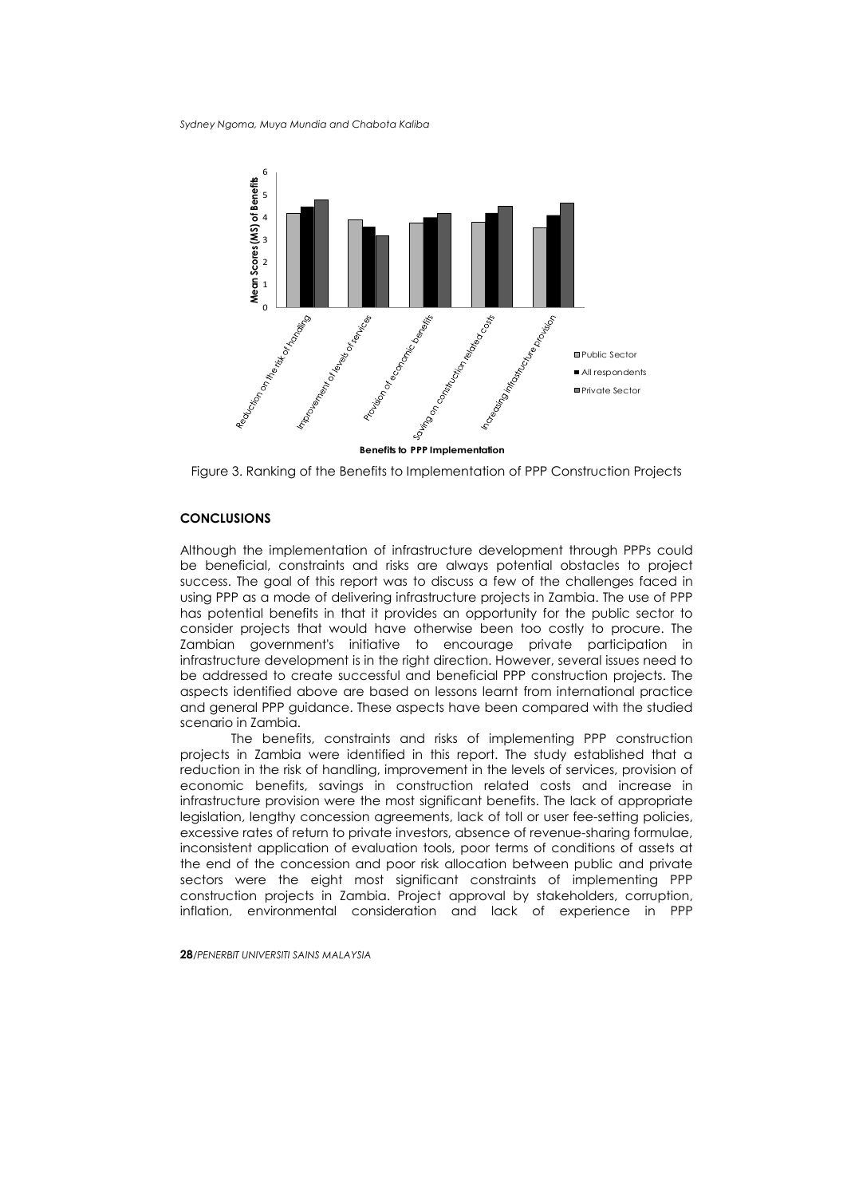Figure 3. Ranking of the Benefits to Implementation of PPP Construction Projects

## CONCLUSIONS

Although the implementation of infrastructure development through PPPs could be beneficial, constraints and risks are always potential obstacles to project success. The goal of this report was to discuss a few of the challenges faced in using PPP as a mode of delivering infrastructure projects in Zambia. The use of PPP has potential benefits in that it provides an opportunity for the public sector to consider projects that would have otherwise been too costly to procure. The Zambian government's initiative to encourage private participation in infrastructure development is in the right direction. However, several issues need to be addressed to create successful and beneficial PPP construction projects. The aspects identified above are based on lessons learnt from international practice and general PPP guidance. These aspects have been compared with the studied scenario in Zambia.

The benefits, constraints and risks of implementing PPP construction projects in Zambia were identified in this report. The study established that a reduction in the risk of handling, improvement in the levels of services, provision of economic benefits, savings in construction related costs and increase in infrastructure provision were the most significant benefits. The lack of appropriate legislation, lengthy concession agreements, lack of toll or user fee-setting policies, excessive rates of return to private investors, absence of revenue-sharing formulae, inconsistent application of evaluation tools, poor terms of conditions of assets at the end of the concession and poor risk allocation between public and private sectors were the eight most significant constraints of implementing PPP construction projects in Zambia. Project approval by stakeholders, corruption, inflation, environmental consideration and lack of experience in PPP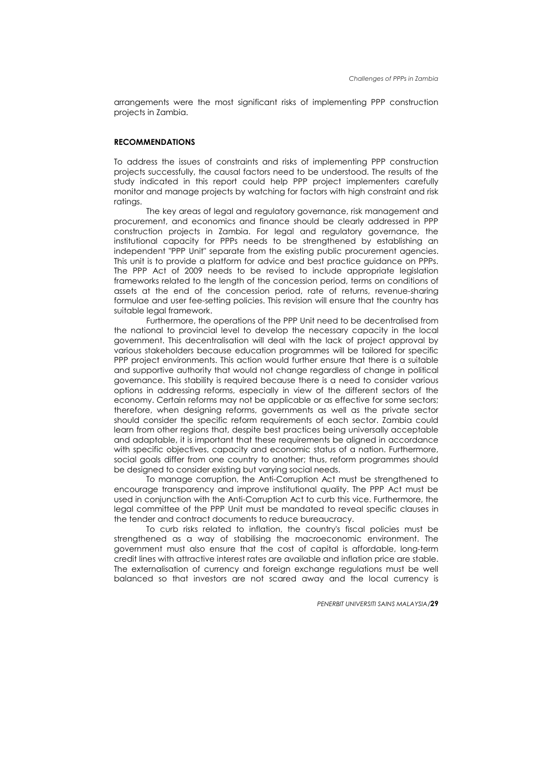arrangements were the most significant risks of implementing PPP construction projects in Zambia.

## RECOMMENDATIONS

To address the issues of constraints and risks of implementing PPP construction projects successfully, the causal factors need to be understood. The results of the study indicated in this report could help PPP project implementers carefully monitor and manage projects by watching for factors with high constraint and risk ratings.

The key areas of legal and regulatory governance, risk management and procurement, and economics and finance should be clearly addressed in PPP construction projects in Zambia. For legal and regulatory governance, the institutional capacity for PPPs needs to be strengthened by establishing an independent "PPP Unit" separate from the existing public procurement agencies. This unit is to provide a platform for advice and best practice guidance on PPPs. The PPP Act of 2009 needs to be revised to include appropriate legislation frameworks related to the length of the concession period, terms on conditions of assets at the end of the concession period, rate of returns, revenue-sharing formulae and user fee-setting policies. This revision will ensure that the country has suitable legal framework.

Furthermore, the operations of the PPP Unit need to be decentralised from the national to provincial level to develop the necessary capacity in the local government. This decentralisation will deal with the lack of project approval by various stakeholders because education programmes will be tailored for specific PPP project environments. This action would further ensure that there is a suitable and supportive authority that would not change regardless of change in political governance. This stability is required because there is a need to consider various options in addressing reforms, especially in view of the different sectors of the economy. Certain reforms may not be applicable or as effective for some sectors; therefore, when designing reforms, governments as well as the private sector should consider the specific reform requirements of each sector. Zambia could learn from other regions that, despite best practices being universally acceptable and adaptable, it is important that these requirements be aligned in accordance with specific objectives, capacity and economic status of a nation. Furthermore, social goals differ from one country to another; thus, reform programmes should be designed to consider existing but varying social needs.

To manage corruption, the Anti-Corruption Act must be strengthened to encourage transparency and improve institutional quality. The PPP Act must be used in conjunction with the Anti-Corruption Act to curb this vice. Furthermore, the legal committee of the PPP Unit must be mandated to reveal specific clauses in the tender and contract documents to reduce bureaucracy.

To curb risks related to inflation, the country's fiscal policies must be strengthened as a way of stabilising the macroeconomic environment. The government must also ensure that the cost of capital is affordable, long-term credit lines with attractive interest rates are available and inflation price are stable. The externalisation of currency and foreign exchange regulations must be well balanced so that investors are not scared away and the local currency is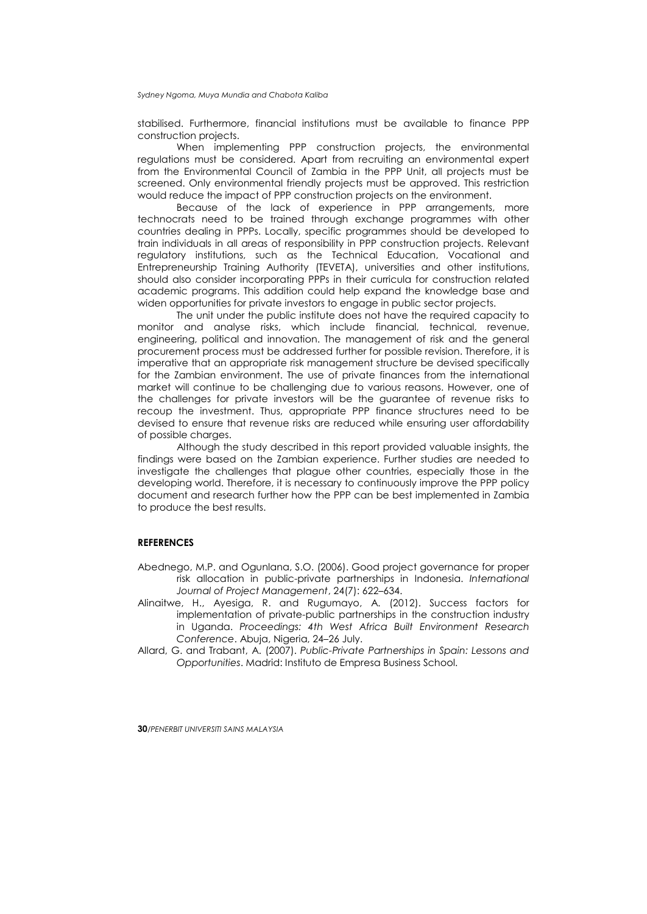stabilised. Furthermore, financial institutions must be available to finance PPP construction projects.

When implementing PPP construction projects, the environmental regulations must be considered. Apart from recruiting an environmental expert from the Environmental Council of Zambia in the PPP Unit, all projects must be screened. Only environmental friendly projects must be approved. This restriction would reduce the impact of PPP construction projects on the environment.

Because of the lack of experience in PPP arrangements, more technocrats need to be trained through exchange programmes with other countries dealing in PPPs. Locally, specific programmes should be developed to train individuals in all areas of responsibility in PPP construction projects. Relevant regulatory institutions, such as the Technical Education, Vocational and Entrepreneurship Training Authority (TEVETA), universities and other institutions, should also consider incorporating PPPs in their curricula for construction related academic programs. This addition could help expand the knowledge base and widen opportunities for private investors to engage in public sector projects.

The unit under the public institute does not have the required capacity to monitor and analyse risks, which include financial, technical, revenue, engineering, political and innovation. The management of risk and the general procurement process must be addressed further for possible revision. Therefore, it is imperative that an appropriate risk management structure be devised specifically for the Zambian environment. The use of private finances from the international market will continue to be challenging due to various reasons. However, one of the challenges for private investors will be the guarantee of revenue risks to recoup the investment. Thus, appropriate PPP finance structures need to be devised to ensure that revenue risks are reduced while ensuring user affordability of possible charges.

Although the study described in this report provided valuable insights, the findings were based on the Zambian experience. Further studies are needed to investigate the challenges that plague other countries, especially those in the developing world. Therefore, it is necessary to continuously improve the PPP policy document and research further how the PPP can be best implemented in Zambia to produce the best results.

## REFERENCES

Abednego, M.P. and Ogunlana, S.O. (2006). Good project governance for proper risk allocation in public-private partnerships in Indonesia. *International Journal of Project Management*, 24(7): 622–634.

Alinaitwe, H., Ayesiga, R. and Rugumayo, A. (2012). Success factors for implementation of private-public partnerships in the construction industry in Uganda. *Proceedings: 4th West Africa Built Environment Research Conference*. Abuja, Nigeria, 24–26 July.

Allard, G. and Trabant, A. (2007). *Public-Private Partnerships in Spain: Lessons and Opportunities*. Madrid: Instituto de Empresa Business School.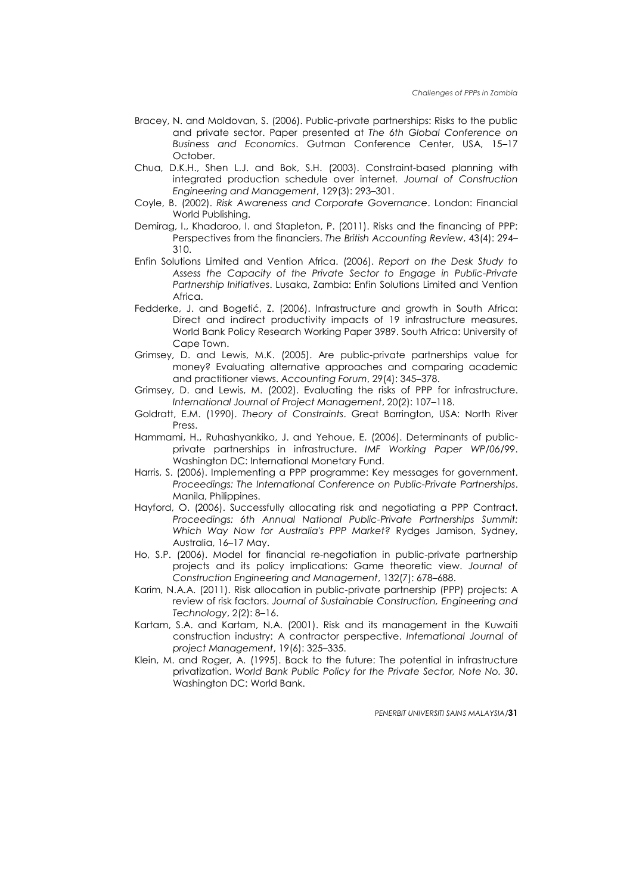Bracey, N. and Moldovan, S. (2006). Public-private partnerships: Risks to the public and private sector. Paper presented at *The 6th Global Conference on Business and Economics*. Gutman Conference Center, USA, 15–17 October.

Chua, D.K.H., Shen L.J. and Bok, S.H. (2003). Constraint-based planning with integrated production schedule over internet. *Journal of Construction Engineering and Management*, 129(3): 293–301.

Coyle, B. (2002). *Risk Awareness and Corporate Governance*. London: Financial World Publishing.

Demirag, I., Khadaroo, I. and Stapleton, P. (2011). Risks and the financing of PPP: Perspectives from the financiers. *The British Accounting Review*, 43(4): 294–310.

Enfin Solutions Limited and Vention Africa. (2006). *Report on the Desk Study to Assess the Capacity of the Private Sector to Engage in Public-Private Partnership Initiatives*. Lusaka, Zambia: Enfin Solutions Limited and Vention Africa.

Fedderke, J. and Bogetić, Z. (2006). Infrastructure and growth in South Africa: Direct and indirect productivity impacts of 19 infrastructure measures. World Bank Policy Research Working Paper 3989. South Africa: University of Cape Town.

Grimsey, D. and Lewis, M.K. (2005). Are public-private partnerships value for money? Evaluating alternative approaches and comparing academic and practitioner views. *Accounting Forum*, 29(4): 345–378.

Grimsey, D. and Lewis, M. (2002). Evaluating the risks of PPP for infrastructure. *International Journal of Project Management*, 20(2): 107–118.

Goldratt, E.M. (1990). *Theory of Constraints*. Great Barrington, USA: North River Press.

Hammami, H., Ruhashyankiko, J. and Yehoue, E. (2006). Determinants of public-private partnerships in infrastructure. *IMF Working Paper WP/06/99*. Washington DC: International Monetary Fund.

Harris, S. (2006). Implementing a PPP programme: Key messages for government. *Proceedings: The International Conference on Public-Private Partnerships*. Manila, Philippines.

Hayford, O. (2006). Successfully allocating risk and negotiating a PPP Contract. *Proceedings: 6th Annual National Public-Private Partnerships Summit: Which Way Now for Australia's PPP Market?* Rydges Jamison, Sydney, Australia, 16–17 May.

Ho, S.P. (2006). Model for financial re-negotiation in public-private partnership projects and its policy implications: Game theoretic view. *Journal of Construction Engineering and Management*, 132(7): 678–688.

Karim, N.A.A. (2011). Risk allocation in public-private partnership (PPP) projects: A review of risk factors. *Journal of Sustainable Construction, Engineering and Technology*, 2(2): 8–16.

Kartam, S.A. and Kartam, N.A. (2001). Risk and its management in the Kuwaiti construction industry: A contractor perspective. *International Journal of project Management*, 19(6): 325–335.

Klein, M. and Roger, A. (1995). Back to the future: The potential in infrastructure privatization. *World Bank Public Policy for the Private Sector, Note No. 30*. Washington DC: World Bank.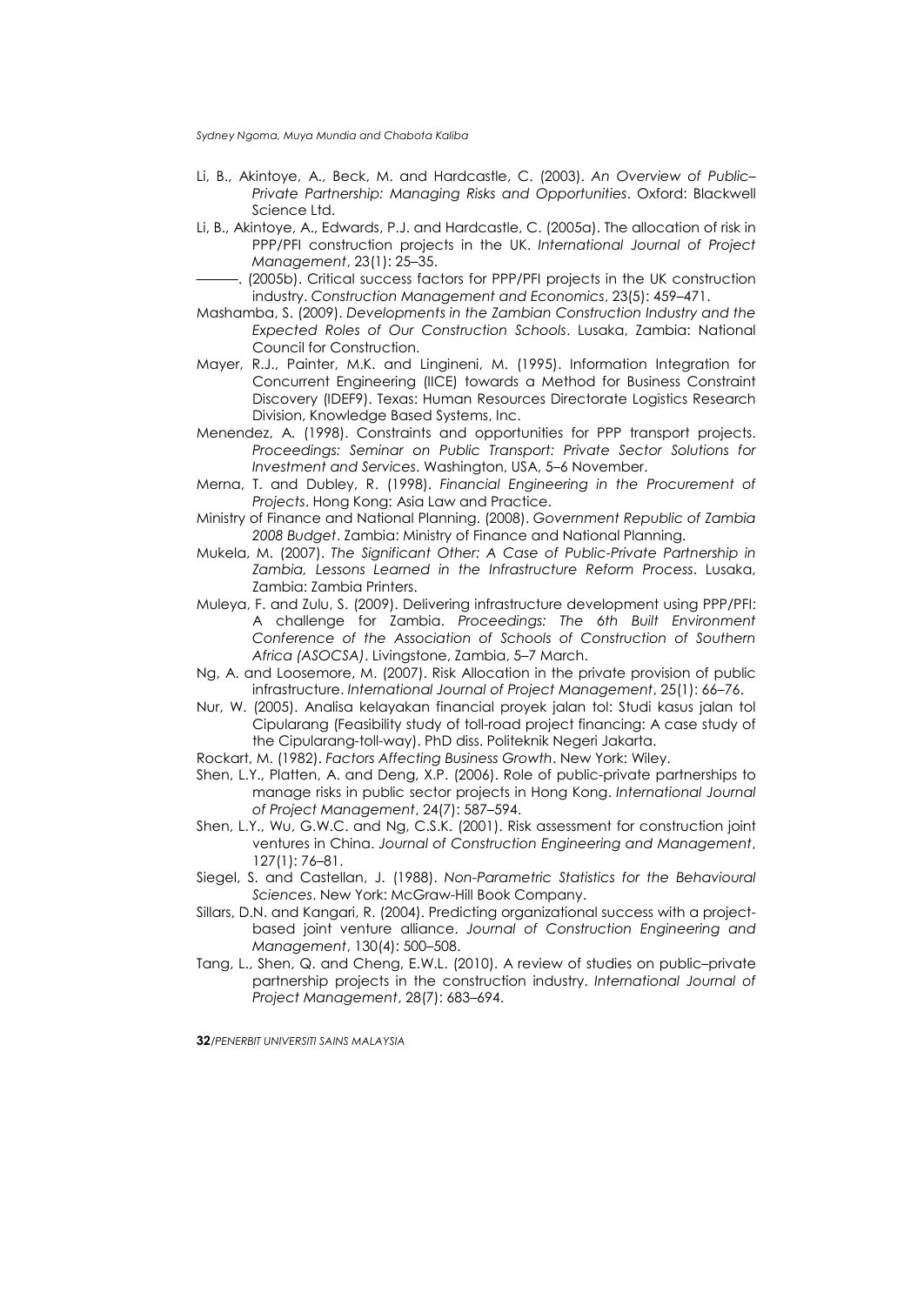Li, B., Akintoye, A., Beck, M. and Hardcastle, C. (2003). *An Overview of Public–Private Partnership: Managing Risks and Opportunities*. Oxford: Blackwell Science Ltd.

Li, B., Akintoye, A., Edwards, P.J. and Hardcastle, C. (2005a). The allocation of risk in PPP/PFI construction projects in the UK. *International Journal of Project Management*, 23(1): 25–35.

———. (2005b). Critical success factors for PPP/PFI projects in the UK construction industry. *Construction Management and Economics*, 23(5): 459–471.

Mashamba, S. (2009). *Developments in the Zambian Construction Industry and the Expected Roles of Our Construction Schools*. Lusaka, Zambia: National Council for Construction.

Mayer, R.J., Painter, M.K. and Lingineni, M. (1995). Information Integration for Concurrent Engineering (IICE) towards a Method for Business Constraint Discovery (IDEF9). Texas: Human Resources Directorate Logistics Research Division, Knowledge Based Systems, Inc.

Menendez, A. (1998). Constraints and opportunities for PPP transport projects. *Proceedings: Seminar on Public Transport: Private Sector Solutions for Investment and Services*. Washington, USA, 5–6 November.

Merna, T. and Dubley, R. (1998). *Financial Engineering in the Procurement of Projects*. Hong Kong: Asia Law and Practice.

Ministry of Finance and National Planning. (2008). *Government Republic of Zambia 2008 Budget*. Zambia: Ministry of Finance and National Planning.

Mukela, M. (2007). *The Significant Other: A Case of Public-Private Partnership in Zambia, Lessons Learned in the Infrastructure Reform Process*. Lusaka, Zambia: Zambia Printers.

Muleya, F. and Zulu, S. (2009). Delivering infrastructure development using PPP/PFI: A challenge for Zambia. *Proceedings: The 6th Built Environment Conference of the Association of Schools of Construction of Southern Africa (ASOCSA)*. Livingstone, Zambia, 5–7 March.

Ng, A. and Loosemore, M. (2007). Risk Allocation in the private provision of public infrastructure. *International Journal of Project Management*, 25(1): 66–76.

Nur, W. (2005). Analisa kelayakan financial proyek jalan tol: Studi kasus jalan tol Cipularang (Feasibility study of toll-road project financing: A case study of the Cipularang-toll-way). PhD diss. Politeknik Negeri Jakarta.

Rockart, M. (1982). *Factors Affecting Business Growth*. New York: Wiley.

Shen, L.Y., Platten, A. and Deng, X.P. (2006). Role of public-private partnerships to manage risks in public sector projects in Hong Kong. *International Journal of Project Management*, 24(7): 587–594.

Shen, L.Y., Wu, G.W.C. and Ng, C.S.K. (2001). Risk assessment for construction joint ventures in China. *Journal of Construction Engineering and Management*, 127(1): 76–81.

Siegel, S. and Castellan, J. (1988). *Non-Parametric Statistics for the Behavioural Sciences*. New York: McGraw-Hill Book Company.

Sillars, D.N. and Kangari, R. (2004). Predicting organizational success with a project-based joint venture alliance. *Journal of Construction Engineering and Management*, 130(4): 500–508.

Tang, L., Shen, Q. and Cheng, E.W.L. (2010). A review of studies on public–private partnership projects in the construction industry. *International Journal of Project Management*, 28(7): 683–694.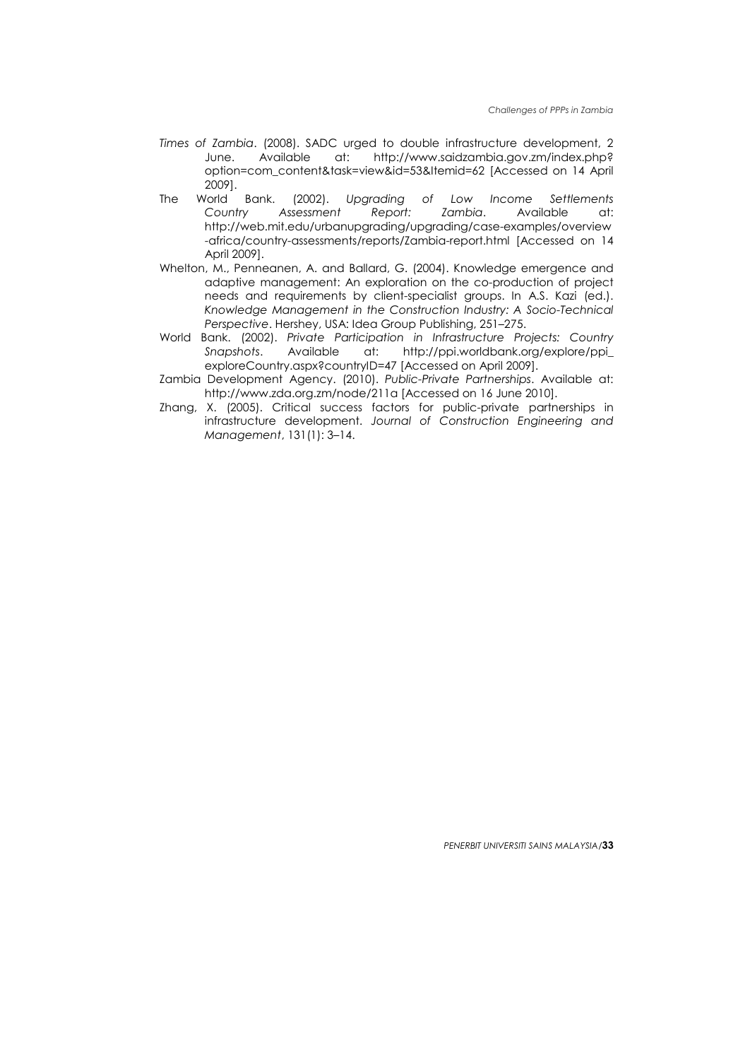*Times of Zambia*. (2008). SADC urged to double infrastructure development, 2 June. Available at: http://www.saidzambia.gov.zm/index.php?option=com_content&task=view&id=53&Itemid=62 [Accessed on 14 April 2009].

The World Bank. (2002). *Upgrading of Low Income Settlements Country Assessment Report: Zambia*. Available at: http://web.mit.edu/urbanupgrading/upgrading/case-examples/overview-africa/country-assessments/reports/Zambia-report.html [Accessed on 14 April 2009].

Whelton, M., Penneanen, A. and Ballard, G. (2004). Knowledge emergence and adaptive management: An exploration on the co-production of project needs and requirements by client-specialist groups. In A.S. Kazi (ed.). *Knowledge Management in the Construction Industry: A Socio-Technical Perspective*. Hershey, USA: Idea Group Publishing, 251–275.

World Bank. (2002). *Private Participation in Infrastructure Projects: Country Snapshots*. Available at: http://ppi.worldbank.org/explore/ppi_exploreCountry.aspx?countryID=47 [Accessed on April 2009].

Zambia Development Agency. (2010). *Public-Private Partnerships*. Available at: http://www.zda.org.zm/node/211a [Accessed on 16 June 2010].

Zhang, X. (2005). Critical success factors for public-private partnerships in infrastructure development. *Journal of Construction Engineering and Management*, 131(1): 3–14.